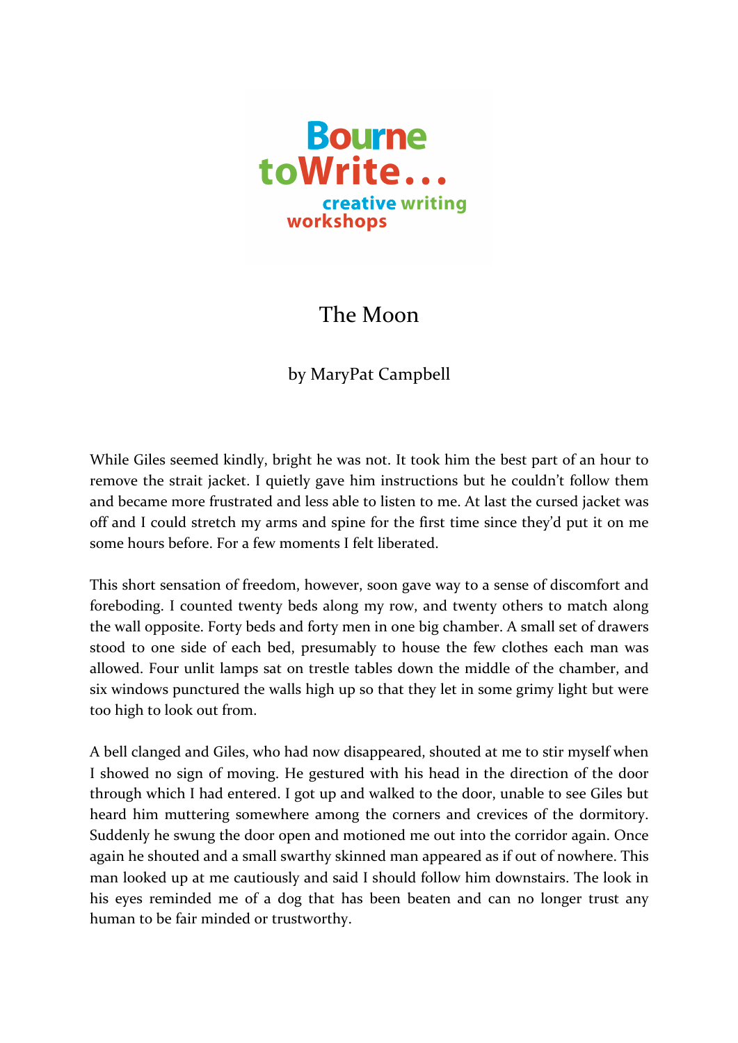Bourne toWrite... creative writing workshops

# The Moon

by MaryPat Campbell

While Giles seemed kindly, bright he was not. It took him the best part of an hour to remove the strait jacket. I quietly gave him instructions but he couldn't follow them and became more frustrated and less able to listen to me. At last the cursed jacket was off and I could stretch my arms and spine for the first time since they'd put it on me some hours before. For a few moments I felt liberated.

This short sensation of freedom, however, soon gave way to a sense of discomfort and foreboding. I counted twenty beds along my row, and twenty others to match along the wall opposite. Forty beds and forty men in one big chamber. A small set of drawers stood to one side of each bed, presumably to house the few clothes each man was allowed. Four unlit lamps sat on trestle tables down the middle of the chamber, and six windows punctured the walls high up so that they let in some grimy light but were too high to look out from.

A bell clanged and Giles, who had now disappeared, shouted at me to stir myself when I showed no sign of moving. He gestured with his head in the direction of the door through which I had entered. I got up and walked to the door, unable to see Giles but heard him muttering somewhere among the corners and crevices of the dormitory. Suddenly he swung the door open and motioned me out into the corridor again. Once again he shouted and a small swarthy skinned man appeared as if out of nowhere. This man looked up at me cautiously and said I should follow him downstairs. The look in his eyes reminded me of a dog that has been beaten and can no longer trust any human to be fair minded or trustworthy.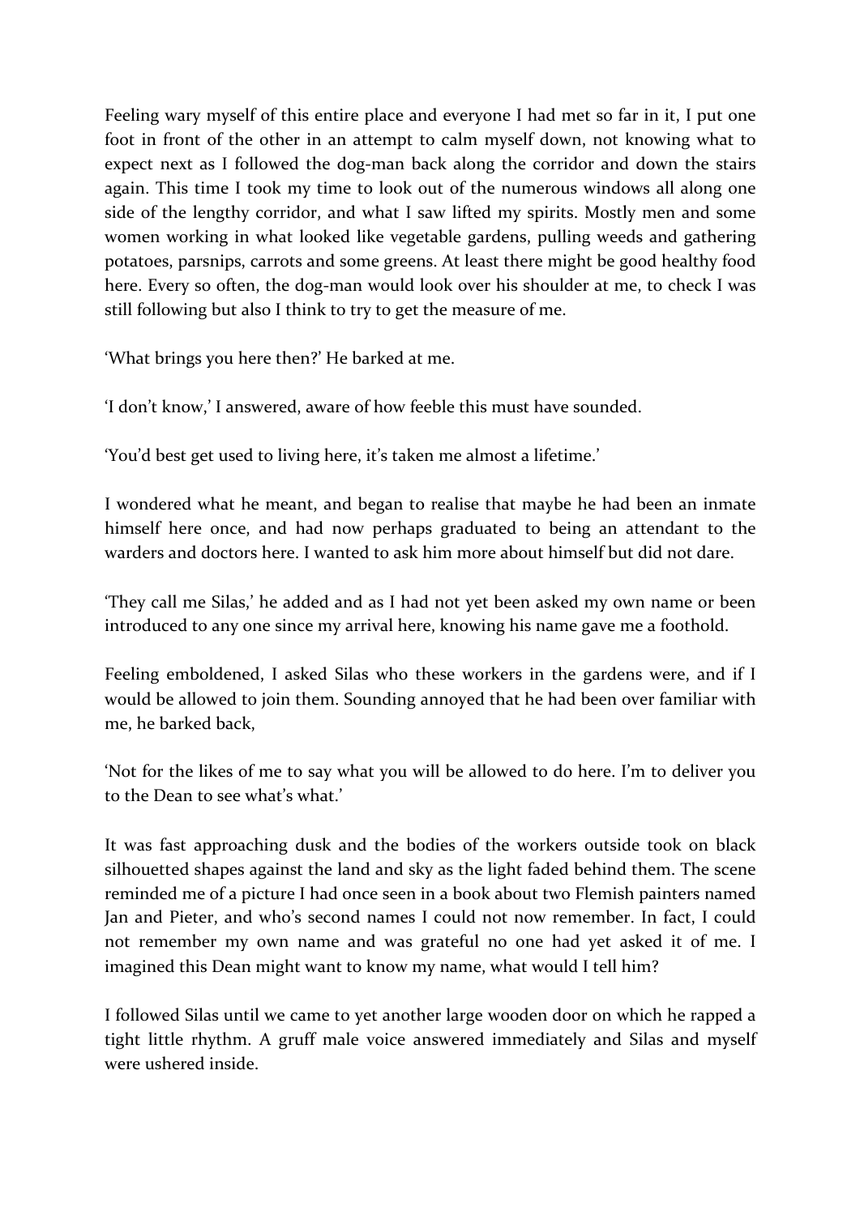Feeling wary myself of this entire place and everyone I had met so far in it, I put one foot in front of the other in an attempt to calm myself down, not knowing what to expect next as I followed the dog-man back along the corridor and down the stairs again. This time I took my time to look out of the numerous windows all along one side of the lengthy corridor, and what I saw lifted my spirits. Mostly men and some women working in what looked like vegetable gardens, pulling weeds and gathering potatoes, parsnips, carrots and some greens. At least there might be good healthy food here. Every so often, the dog-man would look over his shoulder at me, to check I was still following but also I think to try to get the measure of me.

'What brings you here then?' He barked at me.

'I don't know,' I answered, aware of how feeble this must have sounded.

'You'd best get used to living here, it's taken me almost a lifetime.'

I wondered what he meant, and began to realise that maybe he had been an inmate himself here once, and had now perhaps graduated to being an attendant to the warders and doctors here. I wanted to ask him more about himself but did not dare.

'They call me Silas,' he added and as I had not yet been asked my own name or been introduced to any one since my arrival here, knowing his name gave me a foothold.

Feeling emboldened, I asked Silas who these workers in the gardens were, and if I would be allowed to join them. Sounding annoyed that he had been over familiar with me, he barked back,

'Not for the likes of me to say what you will be allowed to do here. I'm to deliver you to the Dean to see what's what.'

It was fast approaching dusk and the bodies of the workers outside took on black silhouetted shapes against the land and sky as the light faded behind them. The scene reminded me of a picture I had once seen in a book about two Flemish painters named Jan and Pieter, and who's second names I could not now remember. In fact, I could not remember my own name and was grateful no one had yet asked it of me. I imagined this Dean might want to know my name, what would I tell him?

I followed Silas until we came to yet another large wooden door on which he rapped a tight little rhythm. A gruff male voice answered immediately and Silas and myself were ushered inside.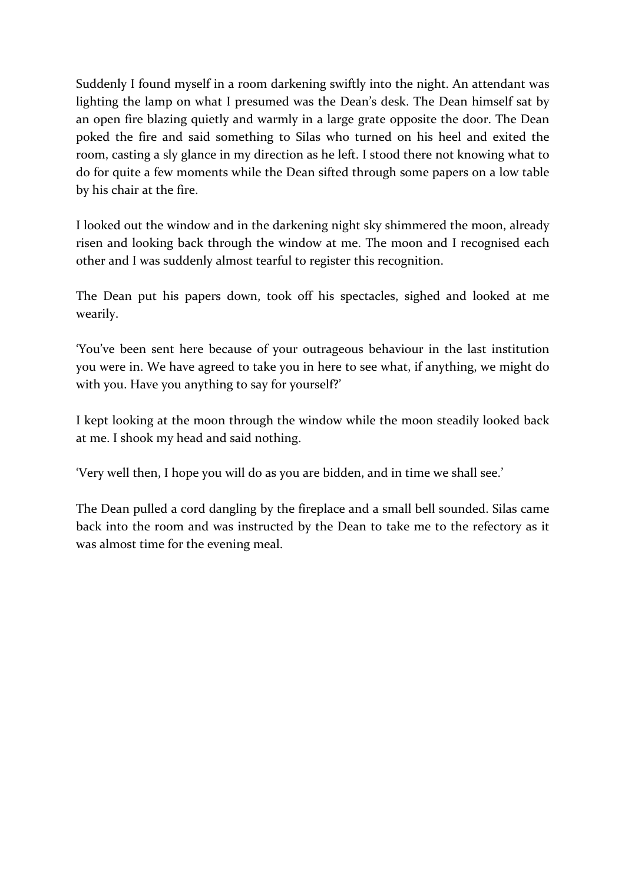Suddenly I found myself in a room darkening swiftly into the night. An attendant was lighting the lamp on what I presumed was the Dean's desk. The Dean himself sat by an open fire blazing quietly and warmly in a large grate opposite the door. The Dean poked the fire and said something to Silas who turned on his heel and exited the room, casting a sly glance in my direction as he left. I stood there not knowing what to do for quite a few moments while the Dean sifted through some papers on a low table by his chair at the fire.

I looked out the window and in the darkening night sky shimmered the moon, already risen and looking back through the window at me. The moon and I recognised each other and I was suddenly almost tearful to register this recognition.

The Dean put his papers down, took off his spectacles, sighed and looked at me wearily.

'You've been sent here because of your outrageous behaviour in the last institution you were in. We have agreed to take you in here to see what, if anything, we might do with you. Have you anything to say for yourself?'

I kept looking at the moon through the window while the moon steadily looked back at me. I shook my head and said nothing.

'Very well then, I hope you will do as you are bidden, and in time we shall see.'

The Dean pulled a cord dangling by the fireplace and a small bell sounded. Silas came back into the room and was instructed by the Dean to take me to the refectory as it was almost time for the evening meal.